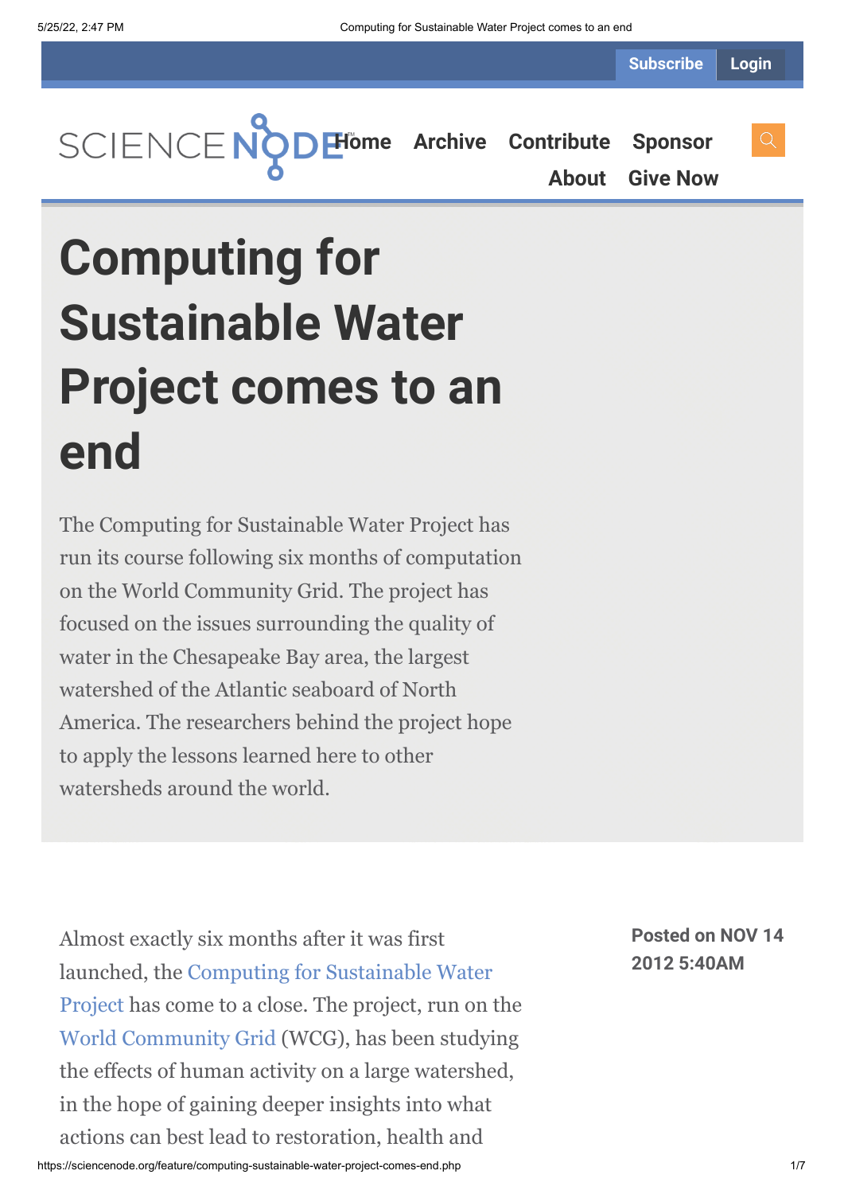# Computing for Sustainable Water Project comes to an end

The Computing for Sustainable Water Project has run its course following six months of computation on the World Community Grid. The project has focused on the issues surrounding the quality of water in the Chesapeake Bay area, the largest watershed of the Atlantic seaboard of North America. The researchers behind the project hope to apply the lessons learned here to other watersheds around the world.

**Posted on NOV 14 2012 5:40AM**

Almost exactly six months after it was first launched, the Computing for Sustainable Water Project has come to a close. The project, run on the World Community Grid (WCG), has been studying the effects of human activity on a large watershed, in the hope of gaining deeper insights into what actions can best lead to restoration, health and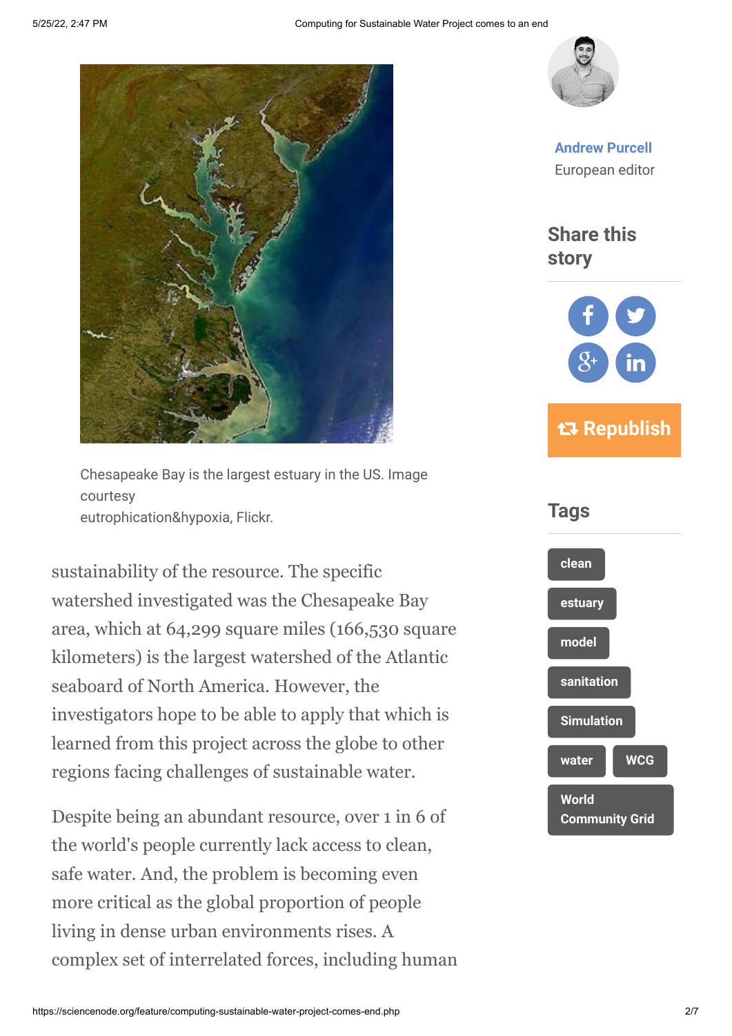Chesapeake Bay is the largest estuary in the US. Image courtesy eutrophication&hypoxia, Flickr.

sustainability of the resource. The specific watershed investigated was the Chesapeake Bay area, which at 64,299 square miles (166,530 square kilometers) is the largest watershed of the Atlantic seaboard of North America. However, the investigators hope to be able to apply that which is learned from this project across the globe to other regions facing challenges of sustainable water.

Despite being an abundant resource, over 1 in 6 of the world's people currently lack access to clean, safe water. And, the problem is becoming even more critical as the global proportion of people living in dense urban environments rises. A complex set of interrelated forces, including human

**Andrew Purcell**
European editor

## Share this story

Republish

## Tags

clean

estuary

model

sanitation

Simulation

water

WCG

World Community Grid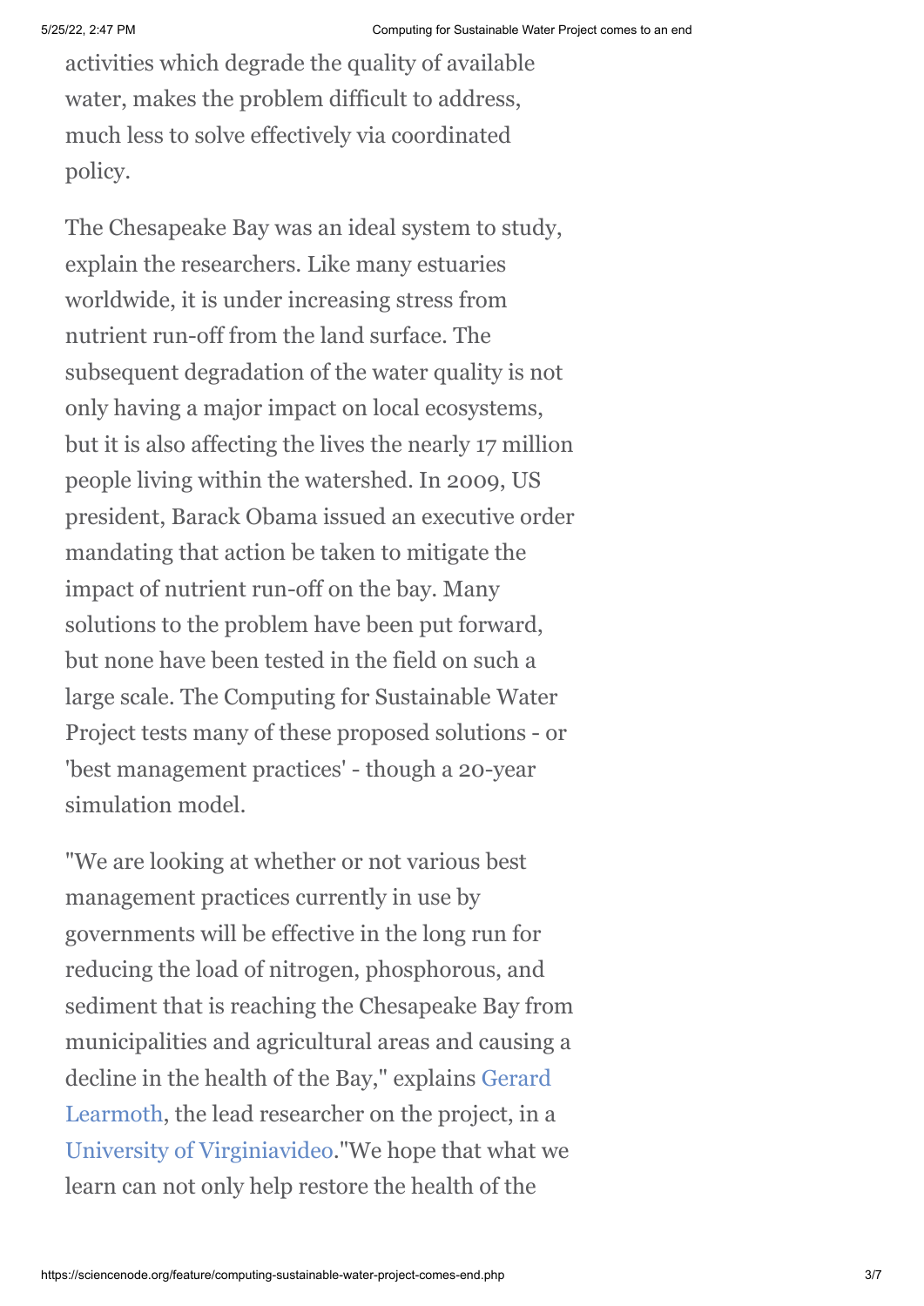activities which degrade the quality of available water, makes the problem difficult to address, much less to solve effectively via coordinated policy.

The Chesapeake Bay was an ideal system to study, explain the researchers. Like many estuaries worldwide, it is under increasing stress from nutrient run-off from the land surface. The subsequent degradation of the water quality is not only having a major impact on local ecosystems, but it is also affecting the lives the nearly 17 million people living within the watershed. In 2009, US president, Barack Obama issued an executive order mandating that action be taken to mitigate the impact of nutrient run-off on the bay. Many solutions to the problem have been put forward, but none have been tested in the field on such a large scale. The Computing for Sustainable Water Project tests many of these proposed solutions - or 'best management practices' - though a 20-year simulation model.

"We are looking at whether or not various best management practices currently in use by governments will be effective in the long run for reducing the load of nitrogen, phosphorous, and sediment that is reaching the Chesapeake Bay from municipalities and agricultural areas and causing a decline in the health of the Bay," explains Gerard Learmoth, the lead researcher on the project, in a University of Virginiavideo."We hope that what we learn can not only help restore the health of the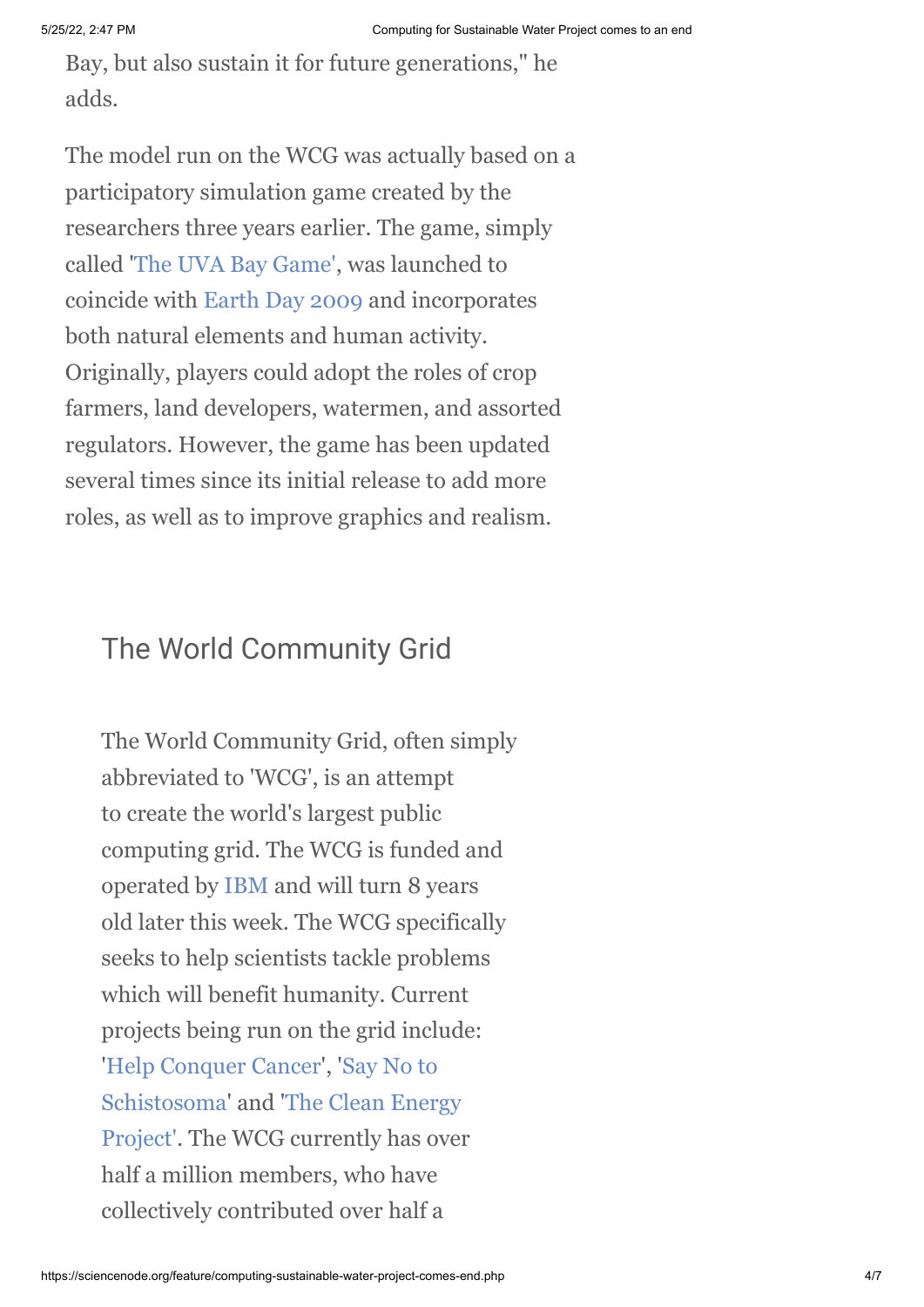Bay, but also sustain it for future generations," he adds.

The model run on the WCG was actually based on a participatory simulation game created by the researchers three years earlier. The game, simply called 'The UVA Bay Game', was launched to coincide with Earth Day 2009 and incorporates both natural elements and human activity. Originally, players could adopt the roles of crop farmers, land developers, watermen, and assorted regulators. However, the game has been updated several times since its initial release to add more roles, as well as to improve graphics and realism.

## The World Community Grid

The World Community Grid, often simply abbreviated to 'WCG', is an attempt to create the world's largest public computing grid. The WCG is funded and operated by IBM and will turn 8 years old later this week. The WCG specifically seeks to help scientists tackle problems which will benefit humanity. Current projects being run on the grid include: 'Help Conquer Cancer', 'Say No to Schistosoma' and 'The Clean Energy Project'. The WCG currently has over half a million members, who have collectively contributed over half a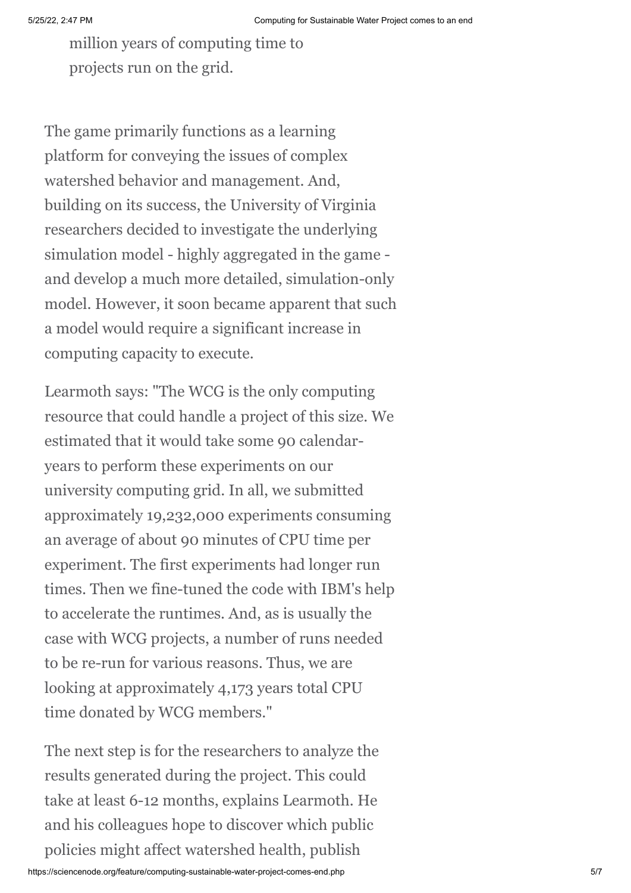million years of computing time to projects run on the grid.

The game primarily functions as a learning platform for conveying the issues of complex watershed behavior and management. And, building on its success, the University of Virginia researchers decided to investigate the underlying simulation model - highly aggregated in the game - and develop a much more detailed, simulation-only model. However, it soon became apparent that such a model would require a significant increase in computing capacity to execute.

Learmoth says: "The WCG is the only computing resource that could handle a project of this size. We estimated that it would take some 90 calendar-years to perform these experiments on our university computing grid. In all, we submitted approximately 19,232,000 experiments consuming an average of about 90 minutes of CPU time per experiment. The first experiments had longer run times. Then we fine-tuned the code with IBM's help to accelerate the runtimes. And, as is usually the case with WCG projects, a number of runs needed to be re-run for various reasons. Thus, we are looking at approximately 4,173 years total CPU time donated by WCG members."

The next step is for the researchers to analyze the results generated during the project. This could take at least 6-12 months, explains Learmoth. He and his colleagues hope to discover which public policies might affect watershed health, publish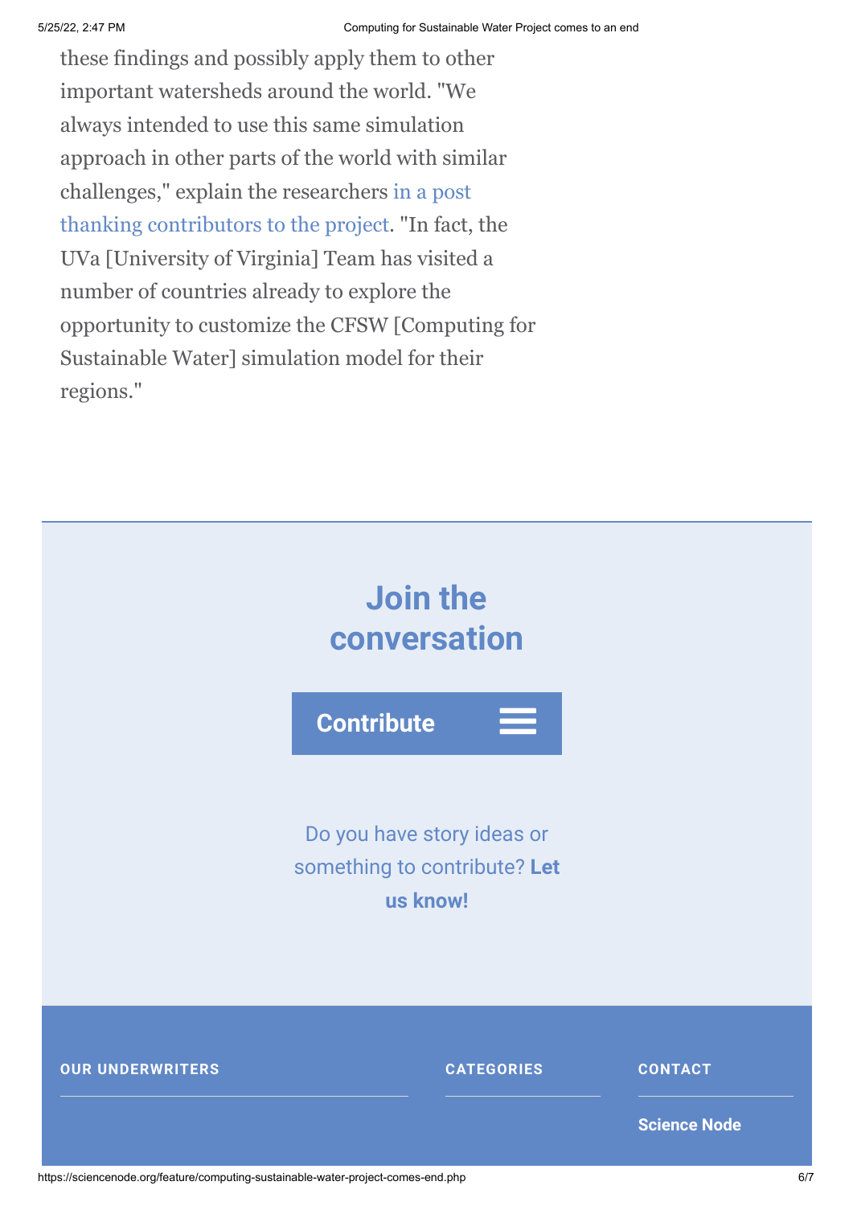these findings and possibly apply them to other important watersheds around the world. "We always intended to use this same simulation approach in other parts of the world with similar challenges," explain the researchers in a post thanking contributors to the project. "In fact, the UVa [University of Virginia] Team has visited a number of countries already to explore the opportunity to customize the CFSW [Computing for Sustainable Water] simulation model for their regions."

## Join the conversation

Contribute

Do you have story ideas or something to contribute? **Let us know!**

**OUR UNDERWRITERS**

**CATEGORIES**

**CONTACT**

**Science Node**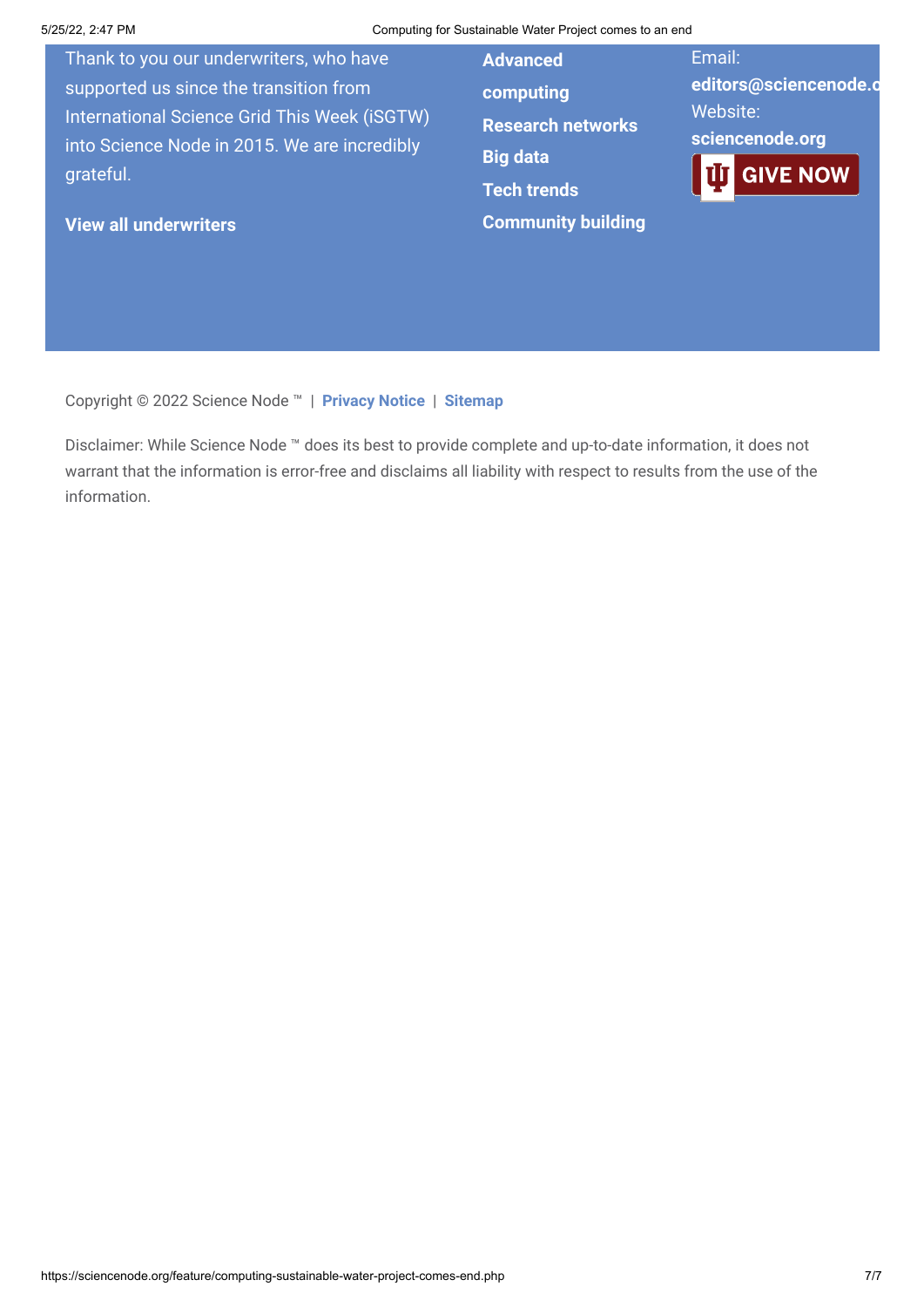Thank to you our underwriters, who have supported us since the transition from International Science Grid This Week (iSGTW) into Science Node in 2015. We are incredibly grateful.

**View all underwriters**

**Advanced computing**

**Research networks**

**Big data**

**Tech trends**

**Community building**

Email:
**editors@sciencenode.o**

Website:
**sciencenode.org**

**GIVE NOW**

Copyright © 2022 Science Node ™ | **Privacy Notice** | **Sitemap**

Disclaimer: While Science Node ™ does its best to provide complete and up-to-date information, it does not warrant that the information is error-free and disclaims all liability with respect to results from the use of the information.